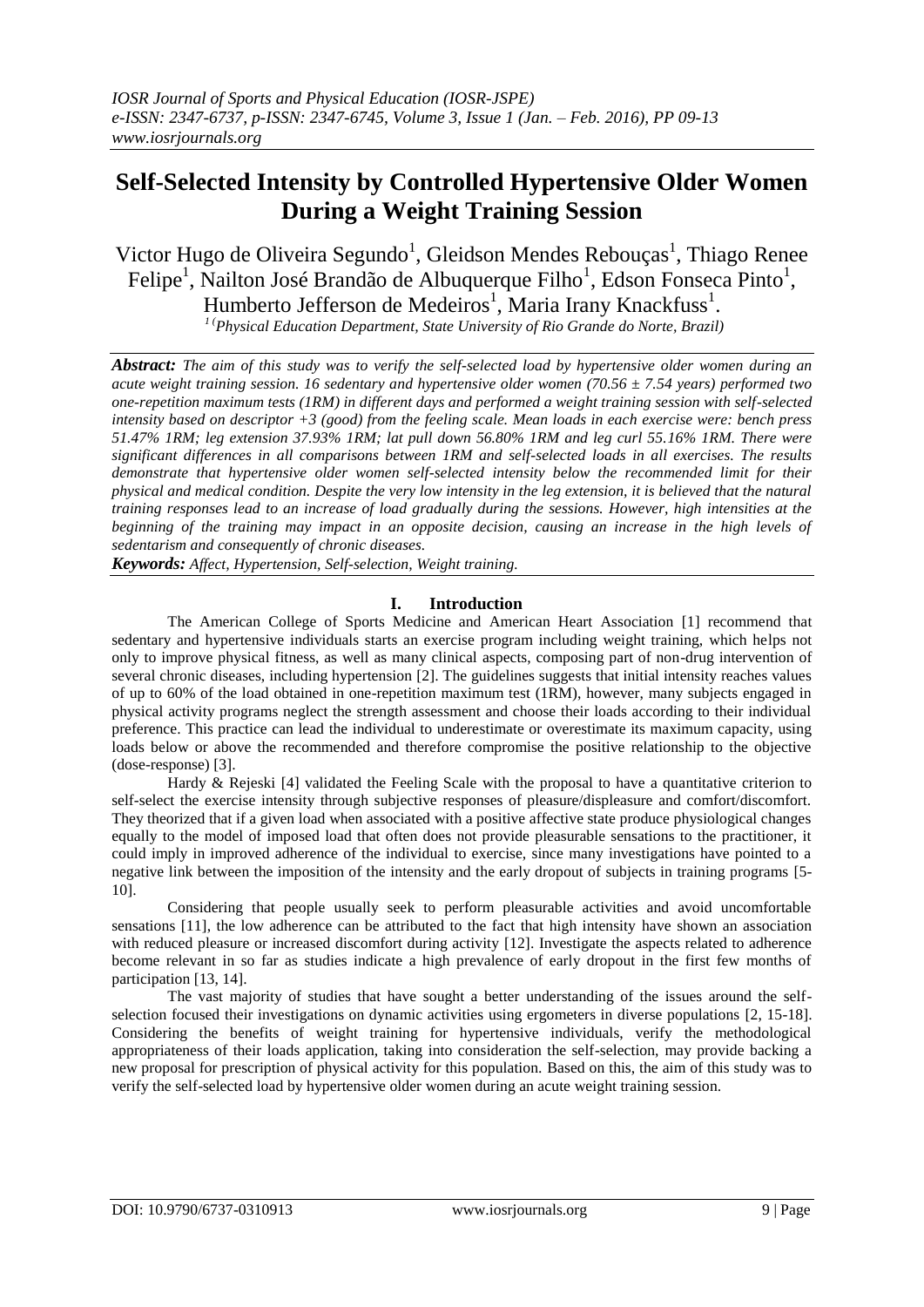# Self-Selected Intensity by Controlled Hypertensive Older Women During a Weight Training Session

Victor Hugo de Oliveira Segundo[1], Gleidson Mendes Rebouças[1], Thiago Renee Felipe[1], Nailton José Brandão de Albuquerque Filho[1], Edson Fonseca Pinto[1], Humberto Jefferson de Medeiros[1], Maria Irany Knackfuss[1].

[1] *(Physical Education Department, State University of Rio Grande do Norte, Brazil)*

***Abstract:*** *The aim of this study was to verify the self-selected load by hypertensive older women during an acute weight training session. 16 sedentary and hypertensive older women (70.56 ± 7.54 years) performed two one-repetition maximum tests (1RM) in different days and performed a weight training session with self-selected intensity based on descriptor +3 (good) from the feeling scale. Mean loads in each exercise were: bench press 51.47% 1RM; leg extension 37.93% 1RM; lat pull down 56.80% 1RM and leg curl 55.16% 1RM. There were significant differences in all comparisons between 1RM and self-selected loads in all exercises. The results demonstrate that hypertensive older women self-selected intensity below the recommended limit for their physical and medical condition. Despite the very low intensity in the leg extension, it is believed that the natural training responses lead to an increase of load gradually during the sessions. However, high intensities at the beginning of the training may impact in an opposite decision, causing an increase in the high levels of sedentarism and consequently of chronic diseases.*

***Keywords:*** *Affect, Hypertension, Self-selection, Weight training.*

## I. Introduction

The American College of Sports Medicine and American Heart Association [1] recommend that sedentary and hypertensive individuals starts an exercise program including weight training, which helps not only to improve physical fitness, as well as many clinical aspects, composing part of non-drug intervention of several chronic diseases, including hypertension [2]. The guidelines suggests that initial intensity reaches values of up to 60% of the load obtained in one-repetition maximum test (1RM), however, many subjects engaged in physical activity programs neglect the strength assessment and choose their loads according to their individual preference. This practice can lead the individual to underestimate or overestimate its maximum capacity, using loads below or above the recommended and therefore compromise the positive relationship to the objective (dose-response) [3].

Hardy & Rejeski [4] validated the Feeling Scale with the proposal to have a quantitative criterion to self-select the exercise intensity through subjective responses of pleasure/displeasure and comfort/discomfort. They theorized that if a given load when associated with a positive affective state produce physiological changes equally to the model of imposed load that often does not provide pleasurable sensations to the practitioner, it could imply in improved adherence of the individual to exercise, since many investigations have pointed to a negative link between the imposition of the intensity and the early dropout of subjects in training programs [5-10].

Considering that people usually seek to perform pleasurable activities and avoid uncomfortable sensations [11], the low adherence can be attributed to the fact that high intensity have shown an association with reduced pleasure or increased discomfort during activity [12]. Investigate the aspects related to adherence become relevant in so far as studies indicate a high prevalence of early dropout in the first few months of participation [13, 14].

The vast majority of studies that have sought a better understanding of the issues around the self-selection focused their investigations on dynamic activities using ergometers in diverse populations [2, 15-18]. Considering the benefits of weight training for hypertensive individuals, verify the methodological appropriateness of their loads application, taking into consideration the self-selection, may provide backing a new proposal for prescription of physical activity for this population. Based on this, the aim of this study was to verify the self-selected load by hypertensive older women during an acute weight training session.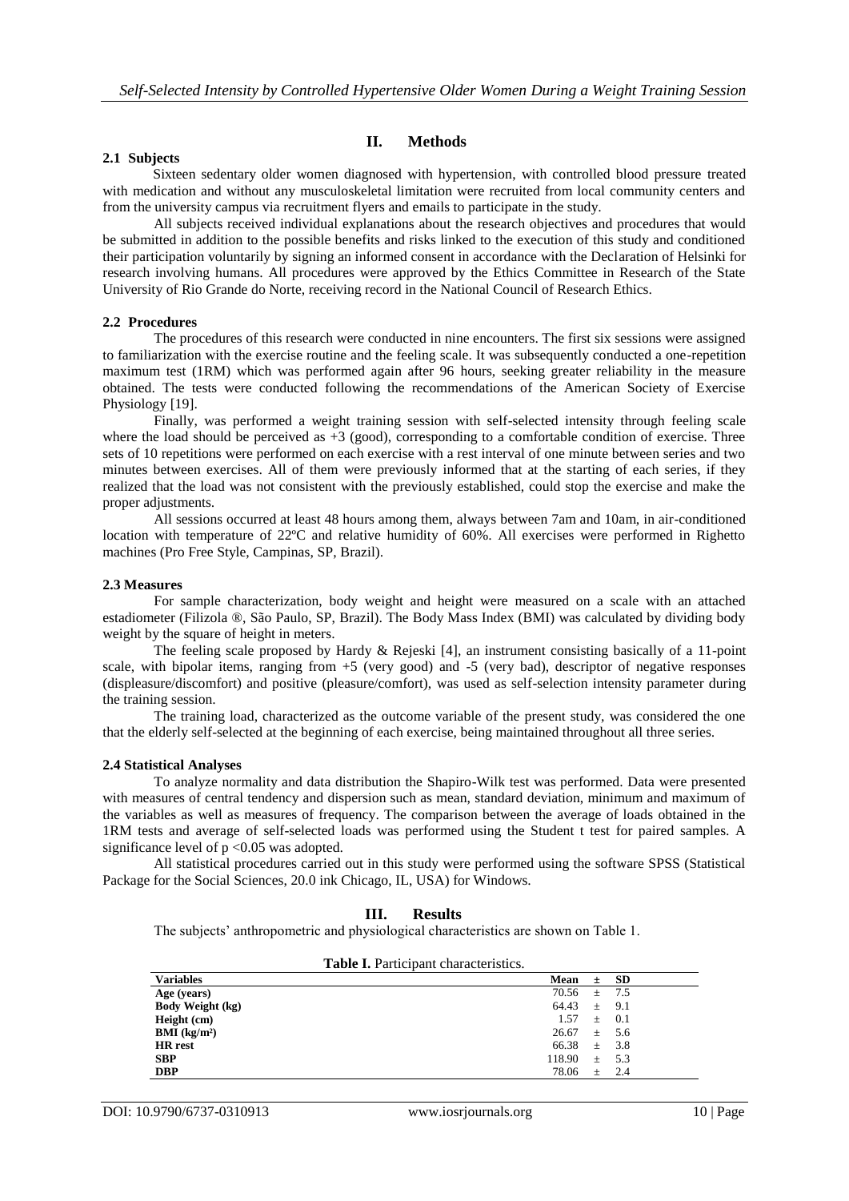## II. Methods

### 2.1 Subjects

Sixteen sedentary older women diagnosed with hypertension, with controlled blood pressure treated with medication and without any musculoskeletal limitation were recruited from local community centers and from the university campus via recruitment flyers and emails to participate in the study.

All subjects received individual explanations about the research objectives and procedures that would be submitted in addition to the possible benefits and risks linked to the execution of this study and conditioned their participation voluntarily by signing an informed consent in accordance with the Declaration of Helsinki for research involving humans. All procedures were approved by the Ethics Committee in Research of the State University of Rio Grande do Norte, receiving record in the National Council of Research Ethics.

### 2.2 Procedures

The procedures of this research were conducted in nine encounters. The first six sessions were assigned to familiarization with the exercise routine and the feeling scale. It was subsequently conducted a one-repetition maximum test (1RM) which was performed again after 96 hours, seeking greater reliability in the measure obtained. The tests were conducted following the recommendations of the American Society of Exercise Physiology [19].

Finally, was performed a weight training session with self-selected intensity through feeling scale where the load should be perceived as +3 (good), corresponding to a comfortable condition of exercise. Three sets of 10 repetitions were performed on each exercise with a rest interval of one minute between series and two minutes between exercises. All of them were previously informed that at the starting of each series, if they realized that the load was not consistent with the previously established, could stop the exercise and make the proper adjustments.

All sessions occurred at least 48 hours among them, always between 7am and 10am, in air-conditioned location with temperature of 22ºC and relative humidity of 60%. All exercises were performed in Righetto machines (Pro Free Style, Campinas, SP, Brazil).

### 2.3 Measures

For sample characterization, body weight and height were measured on a scale with an attached estadiometer (Filizola ®, São Paulo, SP, Brazil). The Body Mass Index (BMI) was calculated by dividing body weight by the square of height in meters.

The feeling scale proposed by Hardy & Rejeski [4], an instrument consisting basically of a 11-point scale, with bipolar items, ranging from +5 (very good) and -5 (very bad), descriptor of negative responses (displeasure/discomfort) and positive (pleasure/comfort), was used as self-selection intensity parameter during the training session.

The training load, characterized as the outcome variable of the present study, was considered the one that the elderly self-selected at the beginning of each exercise, being maintained throughout all three series.

### 2.4 Statistical Analyses

To analyze normality and data distribution the Shapiro-Wilk test was performed. Data were presented with measures of central tendency and dispersion such as mean, standard deviation, minimum and maximum of the variables as well as measures of frequency. The comparison between the average of loads obtained in the 1RM tests and average of self-selected loads was performed using the Student t test for paired samples. A significance level of $p < 0.05$ was adopted.

All statistical procedures carried out in this study were performed using the software SPSS (Statistical Package for the Social Sciences, 20.0 ink Chicago, IL, USA) for Windows.

## III. Results

The subjects' anthropometric and physiological characteristics are shown on Table 1.

**Table I.** Participant characteristics.

| Variables | Mean ± SD |
|---|---|
| **Age (years)** | 70.56 ± 7.5 |
| **Body Weight (kg)** | 64.43 ± 9.1 |
| **Height (cm)** | 1.57 ± 0.1 |
| **BMI (kg/m²)** | 26.67 ± 5.6 |
| **HR rest** | 66.38 ± 3.8 |
| **SBP** | 118.90 ± 5.3 |
| **DBP** | 78.06 ± 2.4 |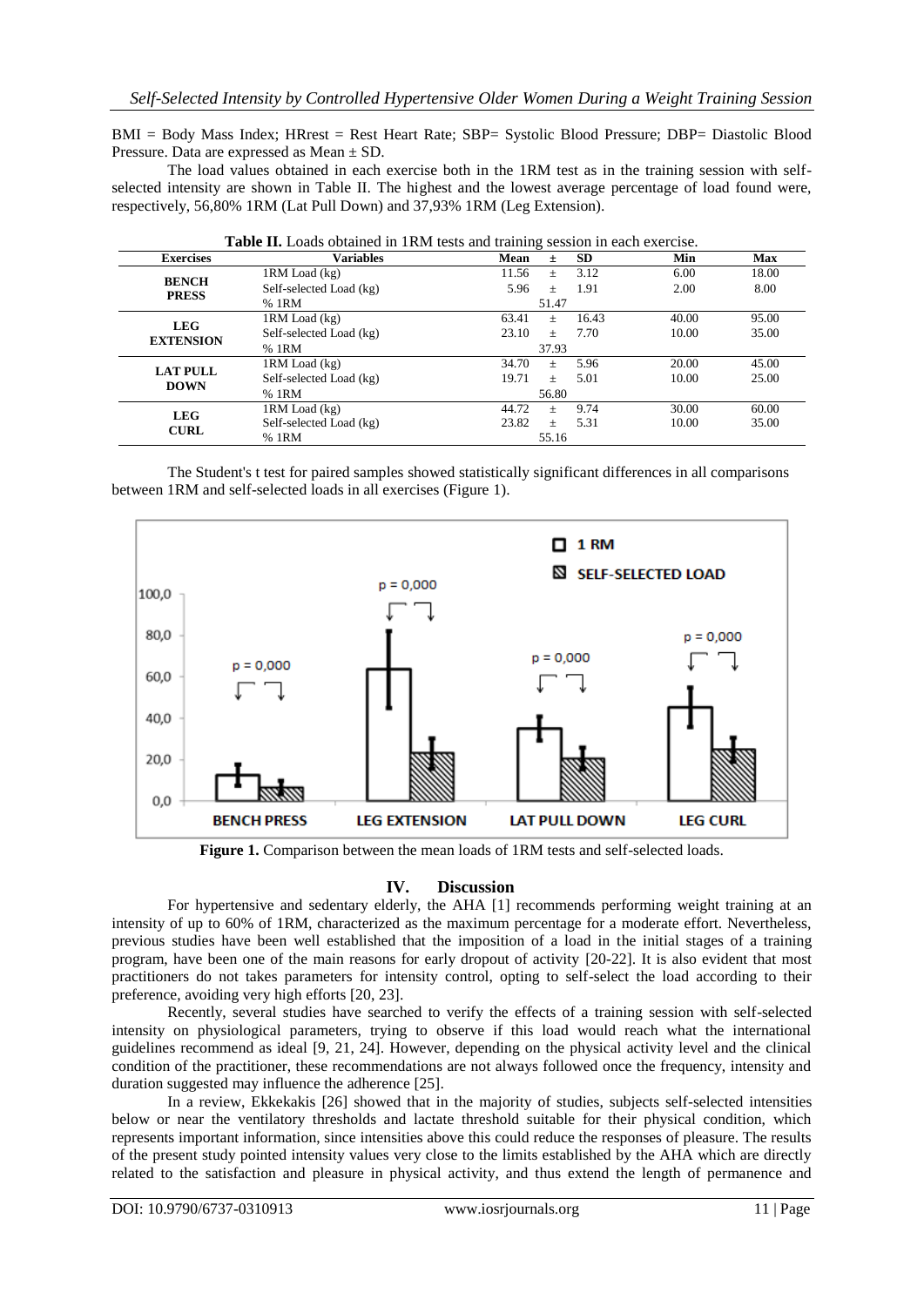BMI = Body Mass Index; HRrest = Rest Heart Rate; SBP= Systolic Blood Pressure; DBP= Diastolic Blood Pressure. Data are expressed as Mean ± SD.

The load values obtained in each exercise both in the 1RM test as in the training session with self-selected intensity are shown in Table II. The highest and the lowest average percentage of load found were, respectively, 56,80% 1RM (Lat Pull Down) and 37,93% 1RM (Leg Extension).

**Table II.** Loads obtained in 1RM tests and training session in each exercise.

| Exercises | Variables | Mean ± SD | Min | Max |
|---|---|---|---|---|
| **BENCH PRESS** | 1RM Load (kg) | 11.56 ± 3.12 | 6.00 | 18.00 |
| | Self-selected Load (kg) | 5.96 ± 1.91 | 2.00 | 8.00 |
| | % 1RM | 51.47 | | |
| **LEG EXTENSION** | 1RM Load (kg) | 63.41 ± 16.43 | 40.00 | 95.00 |
| | Self-selected Load (kg) | 23.10 ± 7.70 | 10.00 | 35.00 |
| | % 1RM | 37.93 | | |
| **LAT PULL DOWN** | 1RM Load (kg) | 34.70 ± 5.96 | 20.00 | 45.00 |
| | Self-selected Load (kg) | 19.71 ± 5.01 | 10.00 | 25.00 |
| | % 1RM | 56.80 | | |
| **LEG CURL** | 1RM Load (kg) | 44.72 ± 9.74 | 30.00 | 60.00 |
| | Self-selected Load (kg) | 23.82 ± 5.31 | 10.00 | 35.00 |
| | % 1RM | 55.16 | | |

The Student's t test for paired samples showed statistically significant differences in all comparisons between 1RM and self-selected loads in all exercises (Figure 1).

**Figure 1.** Comparison between the mean loads of 1RM tests and self-selected loads.

## IV. Discussion

For hypertensive and sedentary elderly, the AHA [1] recommends performing weight training at an intensity of up to 60% of 1RM, characterized as the maximum percentage for a moderate effort. Nevertheless, previous studies have been well established that the imposition of a load in the initial stages of a training program, have been one of the main reasons for early dropout of activity [20-22]. It is also evident that most practitioners do not takes parameters for intensity control, opting to self-select the load according to their preference, avoiding very high efforts [20, 23].

Recently, several studies have searched to verify the effects of a training session with self-selected intensity on physiological parameters, trying to observe if this load would reach what the international guidelines recommend as ideal [9, 21, 24]. However, depending on the physical activity level and the clinical condition of the practitioner, these recommendations are not always followed once the frequency, intensity and duration suggested may influence the adherence [25].

In a review, Ekkekakis [26] showed that in the majority of studies, subjects self-selected intensities below or near the ventilatory thresholds and lactate threshold suitable for their physical condition, which represents important information, since intensities above this could reduce the responses of pleasure. The results of the present study pointed intensity values very close to the limits established by the AHA which are directly related to the satisfaction and pleasure in physical activity, and thus extend the length of permanence and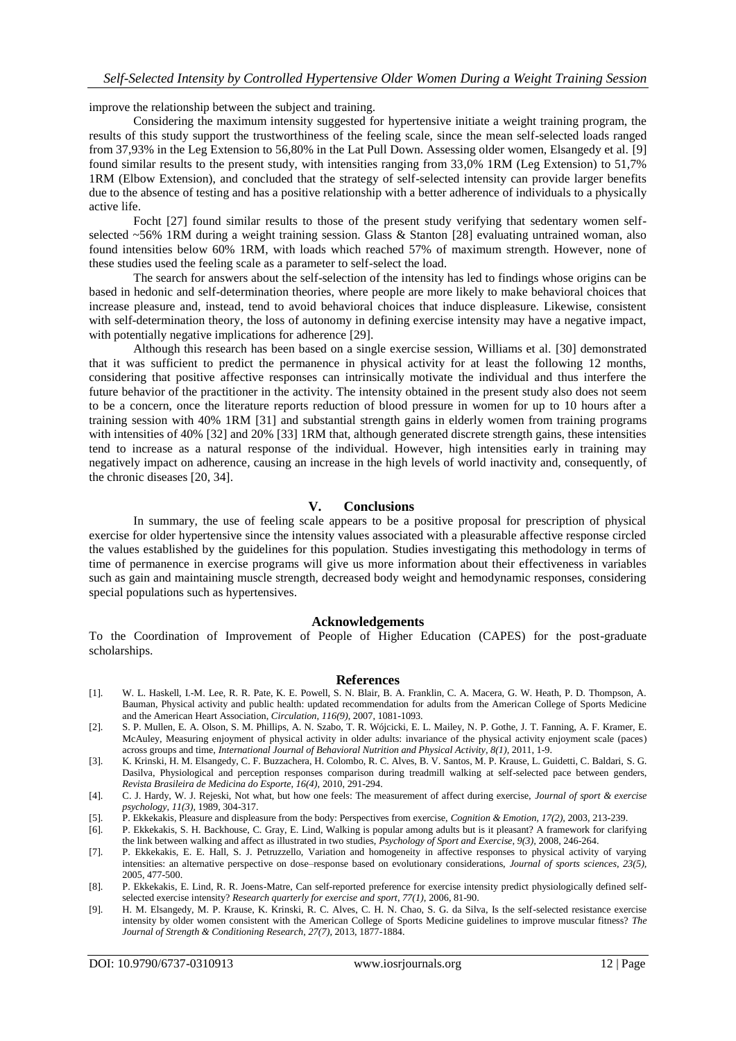improve the relationship between the subject and training.

Considering the maximum intensity suggested for hypertensive initiate a weight training program, the results of this study support the trustworthiness of the feeling scale, since the mean self-selected loads ranged from 37,93% in the Leg Extension to 56,80% in the Lat Pull Down. Assessing older women, Elsangedy et al. [9] found similar results to the present study, with intensities ranging from 33,0% 1RM (Leg Extension) to 51,7% 1RM (Elbow Extension), and concluded that the strategy of self-selected intensity can provide larger benefits due to the absence of testing and has a positive relationship with a better adherence of individuals to a physically active life.

Focht [27] found similar results to those of the present study verifying that sedentary women self-selected ~56% 1RM during a weight training session. Glass & Stanton [28] evaluating untrained woman, also found intensities below 60% 1RM, with loads which reached 57% of maximum strength. However, none of these studies used the feeling scale as a parameter to self-select the load.

The search for answers about the self-selection of the intensity has led to findings whose origins can be based in hedonic and self-determination theories, where people are more likely to make behavioral choices that increase pleasure and, instead, tend to avoid behavioral choices that induce displeasure. Likewise, consistent with self-determination theory, the loss of autonomy in defining exercise intensity may have a negative impact, with potentially negative implications for adherence [29].

Although this research has been based on a single exercise session, Williams et al. [30] demonstrated that it was sufficient to predict the permanence in physical activity for at least the following 12 months, considering that positive affective responses can intrinsically motivate the individual and thus interfere the future behavior of the practitioner in the activity. The intensity obtained in the present study also does not seem to be a concern, once the literature reports reduction of blood pressure in women for up to 10 hours after a training session with 40% 1RM [31] and substantial strength gains in elderly women from training programs with intensities of 40% [32] and 20% [33] 1RM that, although generated discrete strength gains, these intensities tend to increase as a natural response of the individual. However, high intensities early in training may negatively impact on adherence, causing an increase in the high levels of world inactivity and, consequently, of the chronic diseases [20, 34].

## V. Conclusions

In summary, the use of feeling scale appears to be a positive proposal for prescription of physical exercise for older hypertensive since the intensity values associated with a pleasurable affective response circled the values established by the guidelines for this population. Studies investigating this methodology in terms of time of permanence in exercise programs will give us more information about their effectiveness in variables such as gain and maintaining muscle strength, decreased body weight and hemodynamic responses, considering special populations such as hypertensives.

## Acknowledgements

To the Coordination of Improvement of People of Higher Education (CAPES) for the post-graduate scholarships.

## References

[1]. W. L. Haskell, I.-M. Lee, R. R. Pate, K. E. Powell, S. N. Blair, B. A. Franklin, C. A. Macera, G. W. Heath, P. D. Thompson, A. Bauman, Physical activity and public health: updated recommendation for adults from the American College of Sports Medicine and the American Heart Association, *Circulation, 116(9)*, 2007, 1081-1093.

[2]. S. P. Mullen, E. A. Olson, S. M. Phillips, A. N. Szabo, T. R. Wójcicki, E. L. Mailey, N. P. Gothe, J. T. Fanning, A. F. Kramer, E. McAuley, Measuring enjoyment of physical activity in older adults: invariance of the physical activity enjoyment scale (paces) across groups and time, *International Journal of Behavioral Nutrition and Physical Activity, 8(1)*, 2011, 1-9.

[3]. K. Krinski, H. M. Elsangedy, C. F. Buzzachera, H. Colombo, R. C. Alves, B. V. Santos, M. P. Krause, L. Guidetti, C. Baldari, S. G. Dasilva, Physiological and perception responses comparison during treadmill walking at self-selected pace between genders, *Revista Brasileira de Medicina do Esporte, 16(4)*, 2010, 291-294.

[4]. C. J. Hardy, W. J. Rejeski, Not what, but how one feels: The measurement of affect during exercise, *Journal of sport & exercise psychology, 11(3)*, 1989, 304-317.

[5]. P. Ekkekakis, Pleasure and displeasure from the body: Perspectives from exercise, *Cognition & Emotion, 17(2)*, 2003, 213-239.

[6]. P. Ekkekakis, S. H. Backhouse, C. Gray, E. Lind, Walking is popular among adults but is it pleasant? A framework for clarifying the link between walking and affect as illustrated in two studies, *Psychology of Sport and Exercise, 9(3)*, 2008, 246-264.

[7]. P. Ekkekakis, E. E. Hall, S. J. Petruzzello, Variation and homogeneity in affective responses to physical activity of varying intensities: an alternative perspective on dose–response based on evolutionary considerations, *Journal of sports sciences, 23(5)*, 2005, 477-500.

[8]. P. Ekkekakis, E. Lind, R. R. Joens-Matre, Can self-reported preference for exercise intensity predict physiologically defined self-selected exercise intensity? *Research quarterly for exercise and sport, 77(1)*, 2006, 81-90.

[9]. H. M. Elsangedy, M. P. Krause, K. Krinski, R. C. Alves, C. H. N. Chao, S. G. da Silva, Is the self-selected resistance exercise intensity by older women consistent with the American College of Sports Medicine guidelines to improve muscular fitness? *The Journal of Strength & Conditioning Research, 27(7)*, 2013, 1877-1884.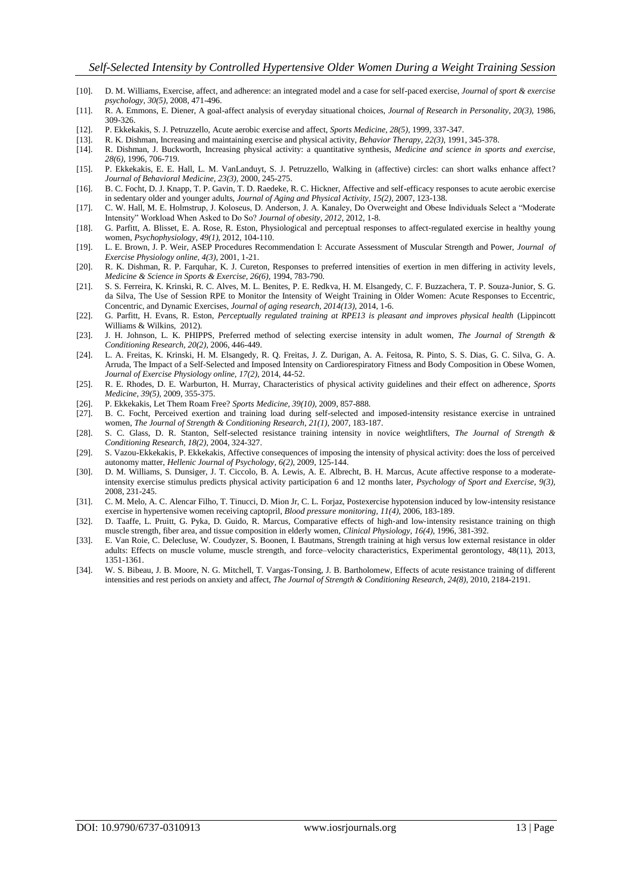[10]. D. M. Williams, Exercise, affect, and adherence: an integrated model and a case for self-paced exercise, *Journal of sport & exercise psychology, 30(5),* 2008, 471-496.

[11]. R. A. Emmons, E. Diener, A goal-affect analysis of everyday situational choices, *Journal of Research in Personality, 20(3),* 1986, 309-326.

[12]. P. Ekkekakis, S. J. Petruzzello, Acute aerobic exercise and affect, *Sports Medicine, 28(5),* 1999, 337-347.

[13]. R. K. Dishman, Increasing and maintaining exercise and physical activity, *Behavior Therapy, 22(3),* 1991, 345-378.

[14]. R. Dishman, J. Buckworth, Increasing physical activity: a quantitative synthesis, *Medicine and science in sports and exercise, 28(6),* 1996, 706-719.

[15]. P. Ekkekakis, E. E. Hall, L. M. VanLanduyt, S. J. Petruzzello, Walking in (affective) circles: can short walks enhance affect? *Journal of Behavioral Medicine, 23(3),* 2000, 245-275.

[16]. B. C. Focht, D. J. Knapp, T. P. Gavin, T. D. Raedeke, R. C. Hickner, Affective and self-efficacy responses to acute aerobic exercise in sedentary older and younger adults, *Journal of Aging and Physical Activity, 15(2),* 2007, 123-138.

[17]. C. W. Hall, M. E. Holmstrup, J. Koloseus, D. Anderson, J. A. Kanaley, Do Overweight and Obese Individuals Select a "Moderate Intensity" Workload When Asked to Do So? *Journal of obesity, 2012,* 2012, 1-8.

[18]. G. Parfitt, A. Blisset, E. A. Rose, R. Eston, Physiological and perceptual responses to affect-regulated exercise in healthy young women, *Psychophysiology, 49(1),* 2012, 104-110.

[19]. L. E. Brown, J. P. Weir, ASEP Procedures Recommendation I: Accurate Assessment of Muscular Strength and Power, *Journal of Exercise Physiology online, 4(3),* 2001, 1-21.

[20]. R. K. Dishman, R. P. Farquhar, K. J. Cureton, Responses to preferred intensities of exertion in men differing in activity levels, *Medicine & Science in Sports & Exercise, 26(6),* 1994, 783-790.

[21]. S. S. Ferreira, K. Krinski, R. C. Alves, M. L. Benites, P. E. Redkva, H. M. Elsangedy, C. F. Buzzachera, T. P. Souza-Junior, S. G. da Silva, The Use of Session RPE to Monitor the Intensity of Weight Training in Older Women: Acute Responses to Eccentric, Concentric, and Dynamic Exercises, *Journal of aging research, 2014(13),* 2014, 1-6.

[22]. G. Parfitt, H. Evans, R. Eston, *Perceptually regulated training at RPE13 is pleasant and improves physical health* (Lippincott Williams & Wilkins, 2012).

[23]. J. H. Johnson, L. K. PHIPPS, Preferred method of selecting exercise intensity in adult women, *The Journal of Strength & Conditioning Research, 20(2),* 2006, 446-449.

[24]. L. A. Freitas, K. Krinski, H. M. Elsangedy, R. Q. Freitas, J. Z. Durigan, A. A. Feitosa, R. Pinto, S. S. Dias, G. C. Silva, G. A. Arruda, The Impact of a Self-Selected and Imposed Intensity on Cardiorespiratory Fitness and Body Composition in Obese Women, *Journal of Exercise Physiology online, 17(2),* 2014, 44-52.

[25]. R. E. Rhodes, D. E. Warburton, H. Murray, Characteristics of physical activity guidelines and their effect on adherence, *Sports Medicine, 39(5),* 2009, 355-375.

[26]. P. Ekkekakis, Let Them Roam Free? *Sports Medicine, 39(10),* 2009, 857-888.

[27]. B. C. Focht, Perceived exertion and training load during self-selected and imposed-intensity resistance exercise in untrained women, *The Journal of Strength & Conditioning Research, 21(1),* 2007, 183-187.

[28]. S. C. Glass, D. R. Stanton, Self-selected resistance training intensity in novice weightlifters, *The Journal of Strength & Conditioning Research, 18(2),* 2004, 324-327.

[29]. S. Vazou-Ekkekakis, P. Ekkekakis, Affective consequences of imposing the intensity of physical activity: does the loss of perceived autonomy matter, *Hellenic Journal of Psychology, 6(2),* 2009, 125-144.

[30]. D. M. Williams, S. Dunsiger, J. T. Ciccolo, B. A. Lewis, A. E. Albrecht, B. H. Marcus, Acute affective response to a moderate-intensity exercise stimulus predicts physical activity participation 6 and 12 months later, *Psychology of Sport and Exercise, 9(3),* 2008, 231-245.

[31]. C. M. Melo, A. C. Alencar Filho, T. Tinucci, D. Mion Jr, C. L. Forjaz, Postexercise hypotension induced by low-intensity resistance exercise in hypertensive women receiving captopril, *Blood pressure monitoring, 11(4),* 2006, 183-189.

[32]. D. Taaffe, L. Pruitt, G. Pyka, D. Guido, R. Marcus, Comparative effects of high-and low-intensity resistance training on thigh muscle strength, fiber area, and tissue composition in elderly women, *Clinical Physiology, 16(4),* 1996, 381-392.

[33]. E. Van Roie, C. Delecluse, W. Coudyzer, S. Boonen, I. Bautmans, Strength training at high versus low external resistance in older adults: Effects on muscle volume, muscle strength, and force–velocity characteristics, Experimental gerontology, 48(11), 2013, 1351-1361.

[34]. W. S. Bibeau, J. B. Moore, N. G. Mitchell, T. Vargas-Tonsing, J. B. Bartholomew, Effects of acute resistance training of different intensities and rest periods on anxiety and affect, *The Journal of Strength & Conditioning Research, 24(8),* 2010, 2184-2191.